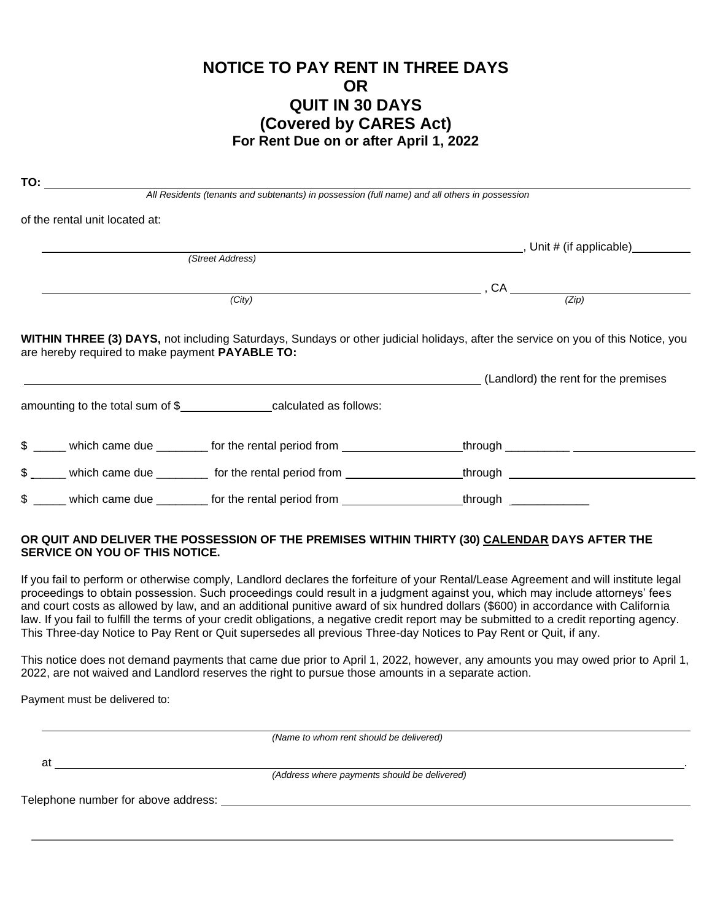# NOTICE TO PAY RENT IN THREE DAYS
# OR
# QUIT IN 30 DAYS
# (Covered by CARES Act)
## For Rent Due on or after April 1, 2022

**TO:** ______________________________________________________________________________

*All Residents (tenants and subtenants) in possession (full name) and all others in possession*

of the rental unit located at:

______________________________________________________________________, Unit # (if applicable)__________

*(Street Address)*

______________________________________________________________________, CA ______________________

*(City)* *(Zip)*

**WITHIN THREE (3) DAYS,** not including Saturdays, Sundays or other judicial holidays, after the service on you of this Notice, you are hereby required to make payment **PAYABLE TO:**

______________________________________________________________________ (Landlord) the rent for the premises

amounting to the total sum of $______________ calculated as follows:

$ _____ which came due ________ for the rental period from __________________ through __________ ___________________

$ _____ which came due ________ for the rental period from __________________ through ______________________________

$ _____ which came due ________ for the rental period from __________________ through ____________

**OR QUIT AND DELIVER THE POSSESSION OF THE PREMISES WITHIN THIRTY (30) CALENDAR DAYS AFTER THE SERVICE ON YOU OF THIS NOTICE.**

If you fail to perform or otherwise comply, Landlord declares the forfeiture of your Rental/Lease Agreement and will institute legal proceedings to obtain possession. Such proceedings could result in a judgment against you, which may include attorneys' fees and court costs as allowed by law, and an additional punitive award of six hundred dollars ($600) in accordance with California law. If you fail to fulfill the terms of your credit obligations, a negative credit report may be submitted to a credit reporting agency. This Three-day Notice to Pay Rent or Quit supersedes all previous Three-day Notices to Pay Rent or Quit, if any.

This notice does not demand payments that came due prior to April 1, 2022, however, any amounts you may owed prior to April 1, 2022, are not waived and Landlord reserves the right to pursue those amounts in a separate action.

Payment must be delivered to:

______________________________________________________________________________

*(Name to whom rent should be delivered)*

at ____________________________________________________________________________.

*(Address where payments should be delivered)*

Telephone number for above address: ______________________________________________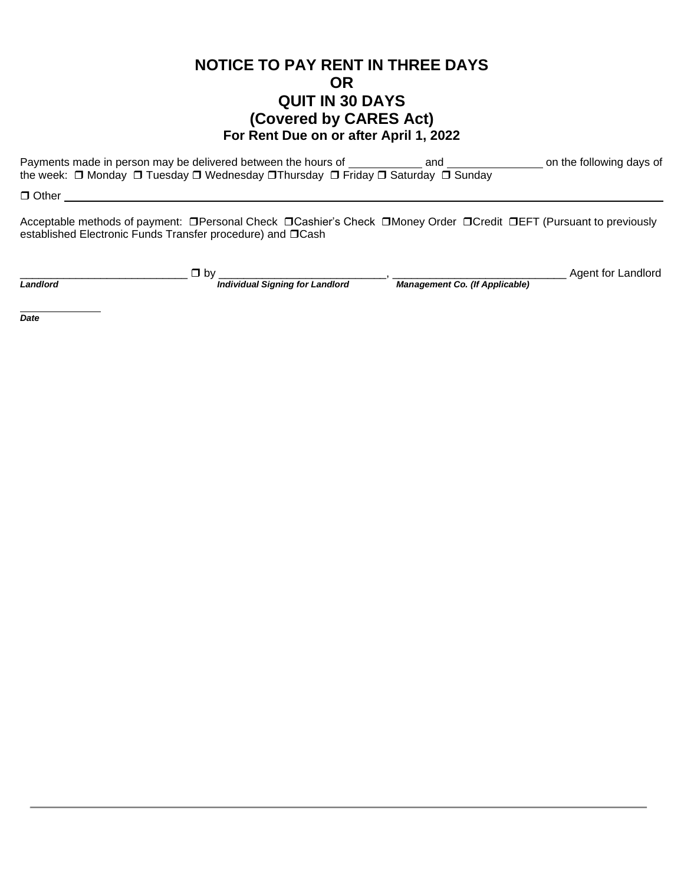# NOTICE TO PAY RENT IN THREE DAYS
# OR
# QUIT IN 30 DAYS
# (Covered by CARES Act)
### For Rent Due on or after April 1, 2022

Payments made in person may be delivered between the hours of ____________ and ________________ on the following days of the week: ❒ Monday ❒ Tuesday ❒ Wednesday ❒Thursday ❒ Friday ❒ Saturday ❒ Sunday

❒ Other ________________________________________________________________________________________________

Acceptable methods of payment: ❒Personal Check ❒Cashier's Check ❒Money Order ❒Credit ❒EFT (Pursuant to previously established Electronic Funds Transfer procedure) and ❒Cash

___________________________ ❒ by ___________________________, ____________________________ Agent for Landlord
***Landlord*** ***Individual Signing for Landlord*** ***Management Co. (If Applicable)***

______________
***Date***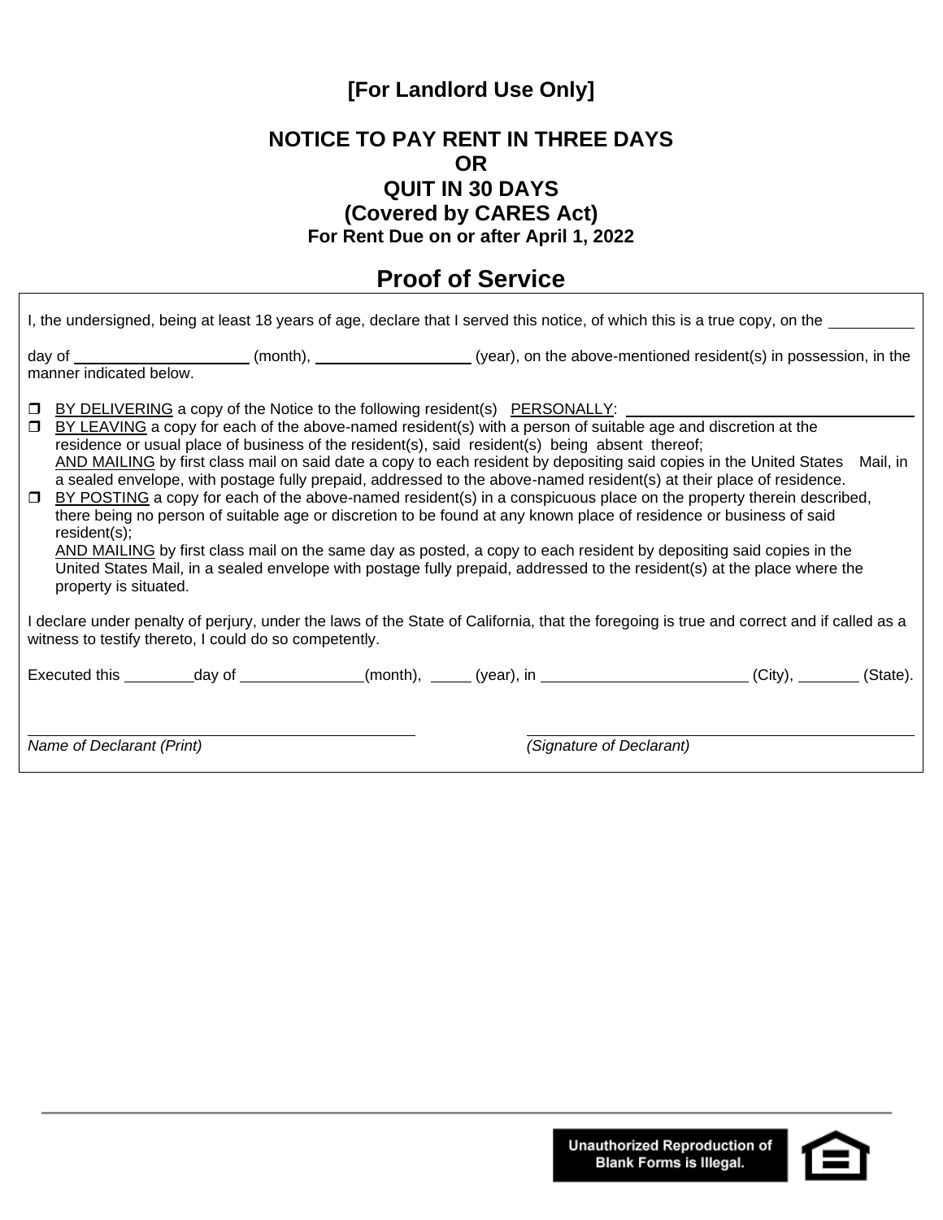**[For Landlord Use Only]**

## NOTICE TO PAY RENT IN THREE DAYS
## OR
## QUIT IN 30 DAYS
## (Covered by CARES Act)

**For Rent Due on or after April 1, 2022**

# Proof of Service

I, the undersigned, being at least 18 years of age, declare that I served this notice, of which this is a true copy, on the __________ day of ____________________ (month), __________________ (year), on the above-mentioned resident(s) in possession, in the manner indicated below.

- ☐ BY DELIVERING a copy of the Notice to the following resident(s) PERSONALLY: ______________________________
- ☐ BY LEAVING a copy for each of the above-named resident(s) with a person of suitable age and discretion at the residence or usual place of business of the resident(s), said resident(s) being absent thereof;
  AND MAILING by first class mail on said date a copy to each resident by depositing said copies in the United States Mail, in a sealed envelope, with postage fully prepaid, addressed to the above-named resident(s) at their place of residence.
- ☐ BY POSTING a copy for each of the above-named resident(s) in a conspicuous place on the property therein described, there being no person of suitable age or discretion to be found at any known place of residence or business of said resident(s);
  AND MAILING by first class mail on the same day as posted, a copy to each resident by depositing said copies in the United States Mail, in a sealed envelope with postage fully prepaid, addressed to the resident(s) at the place where the property is situated.

I declare under penalty of perjury, under the laws of the State of California, that the foregoing is true and correct and if called as a witness to testify thereto, I could do so competently.

Executed this ________day of ______________(month), _____ (year), in ________________________ (City), _______ (State).

_________________________________ *Name of Declarant (Print)*

_________________________________ *(Signature of Declarant)*

Unauthorized Reproduction of Blank Forms is Illegal.